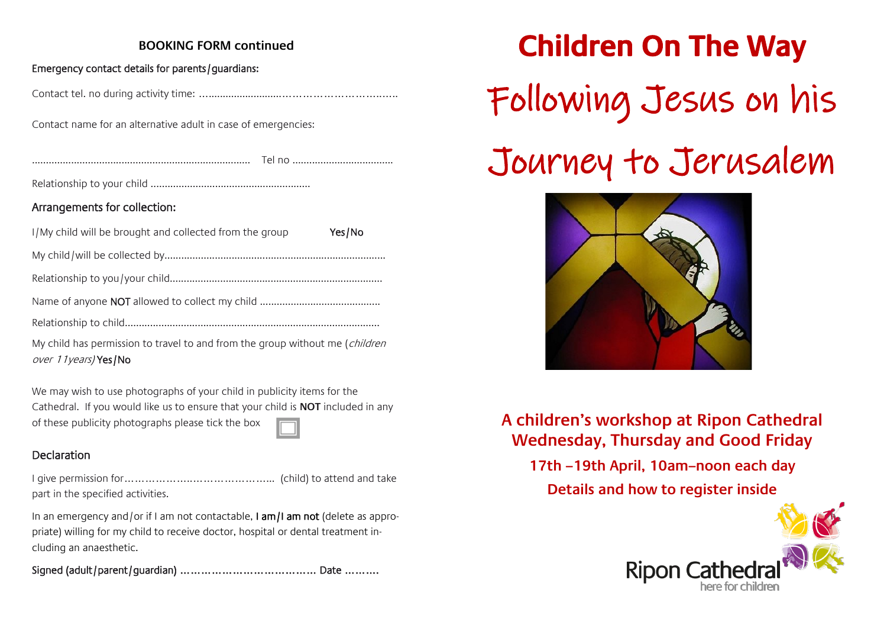## BOOKING FORM continued

Emergency contact details for parents/guardians:

Contact tel. no during activity time: …………………………………………………………

Contact name for an alternative adult in case of emergencies:

…………………………………………………………………… Tel no ………………………………

Relationship to your child …………………………………………………

### Arrangements for collection:

I/My child will be brought and collected from the group **Yes/No**

My child/will be collected by……………………………………………………………………

Relationship to you/your child…………………………………………………………………

Name of anyone **NOT** allowed to collect my child ……………………………………

Relationship to child………………………………………………………………………………

My child has permission to travel to and from the group without me (*children over 11years)* **Yes/No**

We may wish to use photographs of your child in publicity items for the Cathedral. If you would like us to ensure that your child is **NOT** included in any of these publicity photographs please tick the box ☐

### Declaration

I give permission for………………………………………….. (child) to attend and take part in the specified activities.

In an emergency and/or if I am not contactable, **I am/I am not** (delete as appropriate) willing for my child to receive doctor, hospital or dental treatment including an anaesthetic.

**Signed (adult/parent/guardian) ………………………………… Date ……….**

# Children On The Way

# Following Jesus on his Journey to Jerusalem

**A children's workshop at Ripon Cathedral**
**Wednesday, Thursday and Good Friday**

**17th –19th April, 10am–noon each day**

**Details and how to register inside**

Ripon Cathedral
here for children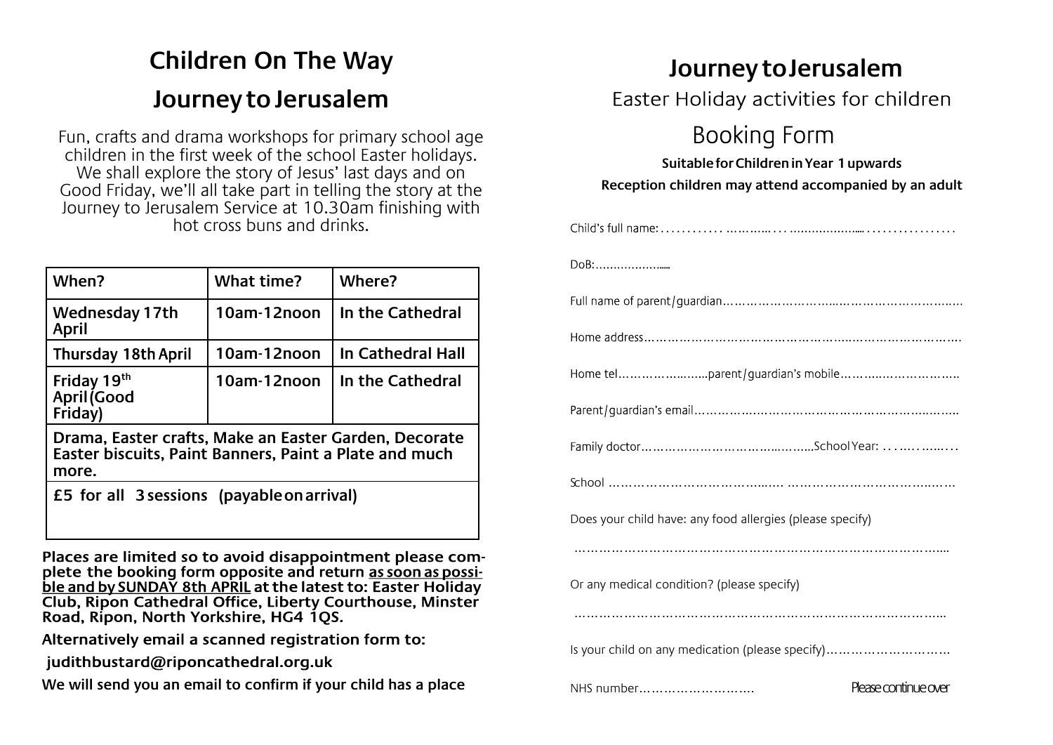# Children On The Way

# Journey to Jerusalem

Fun, crafts and drama workshops for primary school age children in the first week of the school Easter holidays. We shall explore the story of Jesus' last days and on Good Friday, we'll all take part in telling the story at the Journey to Jerusalem Service at 10.30am finishing with hot cross buns and drinks.

| When? | What time? | Where? |
|---|---|---|
| Wednesday 17th April | 10am-12noon | In the Cathedral |
| Thursday 18th April | 10am-12noon | In Cathedral Hall |
| Friday 19th April (Good Friday) | 10am-12noon | In the Cathedral |
| Drama, Easter crafts, Make an Easter Garden, Decorate Easter biscuits, Paint Banners, Paint a Plate and much more. | | |
| £5 for all 3 sessions (payable on arrival) | | |

**Places are limited so to avoid disappointment please complete the booking form opposite and return as soon as possible and by SUNDAY 8th APRIL at the latest to: Easter Holiday Club, Ripon Cathedral Office, Liberty Courthouse, Minster Road, Ripon, North Yorkshire, HG4 1QS.**

**Alternatively email a scanned registration form to:**

**judithbustard@riponcathedral.org.uk**

**We will send you an email to confirm if your child has a place**

# Journey to Jerusalem

## Easter Holiday activities for children

## Booking Form

**Suitable for Children in Year 1 upwards**

**Reception children may attend accompanied by an adult**

Child's full name:……………………………………………………

DoB:……………….

Full name of parent/guardian……………………………………………………

Home address……………………………………………………………………

Home tel…………………parent/guardian's mobile……………………………

Parent/guardian's email……………………………………………………………

Family doctor…………………………………School Year: ……………

School ……………………………………………………………………………

Does your child have: any food allergies (please specify)

……………………………………………………………………………………

Or any medical condition? (please specify)

……………………………………………………………………………………

Is your child on any medication (please specify)…………………………

NHS number……………………… Please continue over